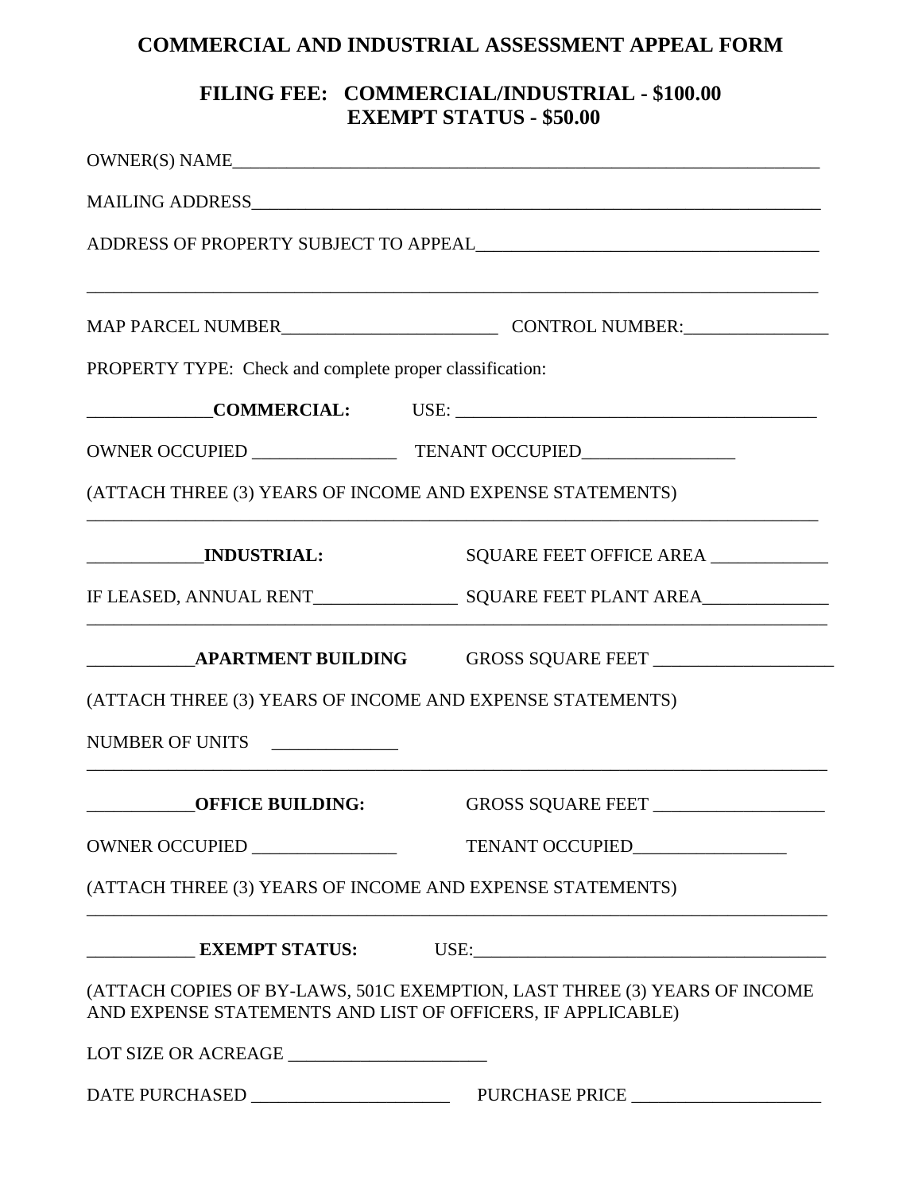# COMMERCIAL AND INDUSTRIAL ASSESSMENT APPEAL FORM

## FILING FEE: COMMERCIAL/INDUSTRIAL - $100.00
## EXEMPT STATUS - $50.00

OWNER(S) NAME_______________________________________________________________

MAILING ADDRESS_____________________________________________________________

ADDRESS OF PROPERTY SUBJECT TO APPEAL____________________________________

______________________________________________________________________________

MAP PARCEL NUMBER_______________________ CONTROL NUMBER:_______________

PROPERTY TYPE: Check and complete proper classification:

_____________**COMMERCIAL:** USE: _____________________________________

OWNER OCCUPIED _______________ TENANT OCCUPIED________________

(ATTACH THREE (3) YEARS OF INCOME AND EXPENSE STATEMENTS)

______________________________________________________________________________

____________**INDUSTRIAL:** SQUARE FEET OFFICE AREA ____________

IF LEASED, ANNUAL RENT_______________ SQUARE FEET PLANT AREA_____________

______________________________________________________________________________

___________**APARTMENT BUILDING** GROSS SQUARE FEET ___________________

(ATTACH THREE (3) YEARS OF INCOME AND EXPENSE STATEMENTS)

NUMBER OF UNITS _____________

______________________________________________________________________________

___________**OFFICE BUILDING:** GROSS SQUARE FEET __________________

OWNER OCCUPIED _______________ TENANT OCCUPIED________________

(ATTACH THREE (3) YEARS OF INCOME AND EXPENSE STATEMENTS)

______________________________________________________________________________

___________ **EXEMPT STATUS:** USE:____________________________________

(ATTACH COPIES OF BY-LAWS, 501C EXEMPTION, LAST THREE (3) YEARS OF INCOME AND EXPENSE STATEMENTS AND LIST OF OFFICERS, IF APPLICABLE)

LOT SIZE OR ACREAGE _____________________

DATE PURCHASED _____________________ PURCHASE PRICE ____________________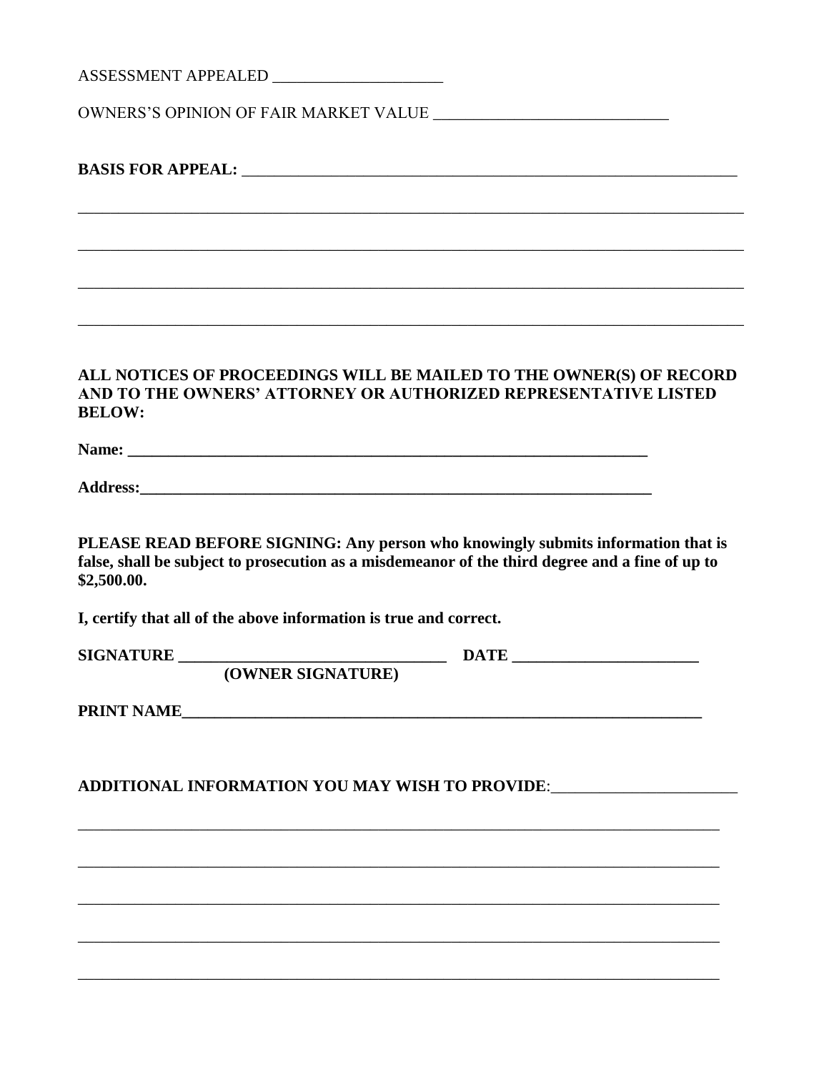ASSESSMENT APPEALED ____________________

OWNERS'S OPINION OF FAIR MARKET VALUE ____________________________

**BASIS FOR APPEAL:** ____________________________________________________________

________________________________________________________________________________

________________________________________________________________________________

________________________________________________________________________________

________________________________________________________________________________

**ALL NOTICES OF PROCEEDINGS WILL BE MAILED TO THE OWNER(S) OF RECORD AND TO THE OWNERS' ATTORNEY OR AUTHORIZED REPRESENTATIVE LISTED BELOW:**

**Name:** ______________________________________________________________

**Address:**____________________________________________________________

**PLEASE READ BEFORE SIGNING: Any person who knowingly submits information that is false, shall be subject to prosecution as a misdemeanor of the third degree and a fine of up to $2,500.00.**

**I, certify that all of the above information is true and correct.**

**SIGNATURE** ________________________________ **DATE** ______________________
**(OWNER SIGNATURE)**

**PRINT NAME**______________________________________________________________

**ADDITIONAL INFORMATION YOU MAY WISH TO PROVIDE**:______________________

________________________________________________________________________________

________________________________________________________________________________

________________________________________________________________________________

________________________________________________________________________________

________________________________________________________________________________